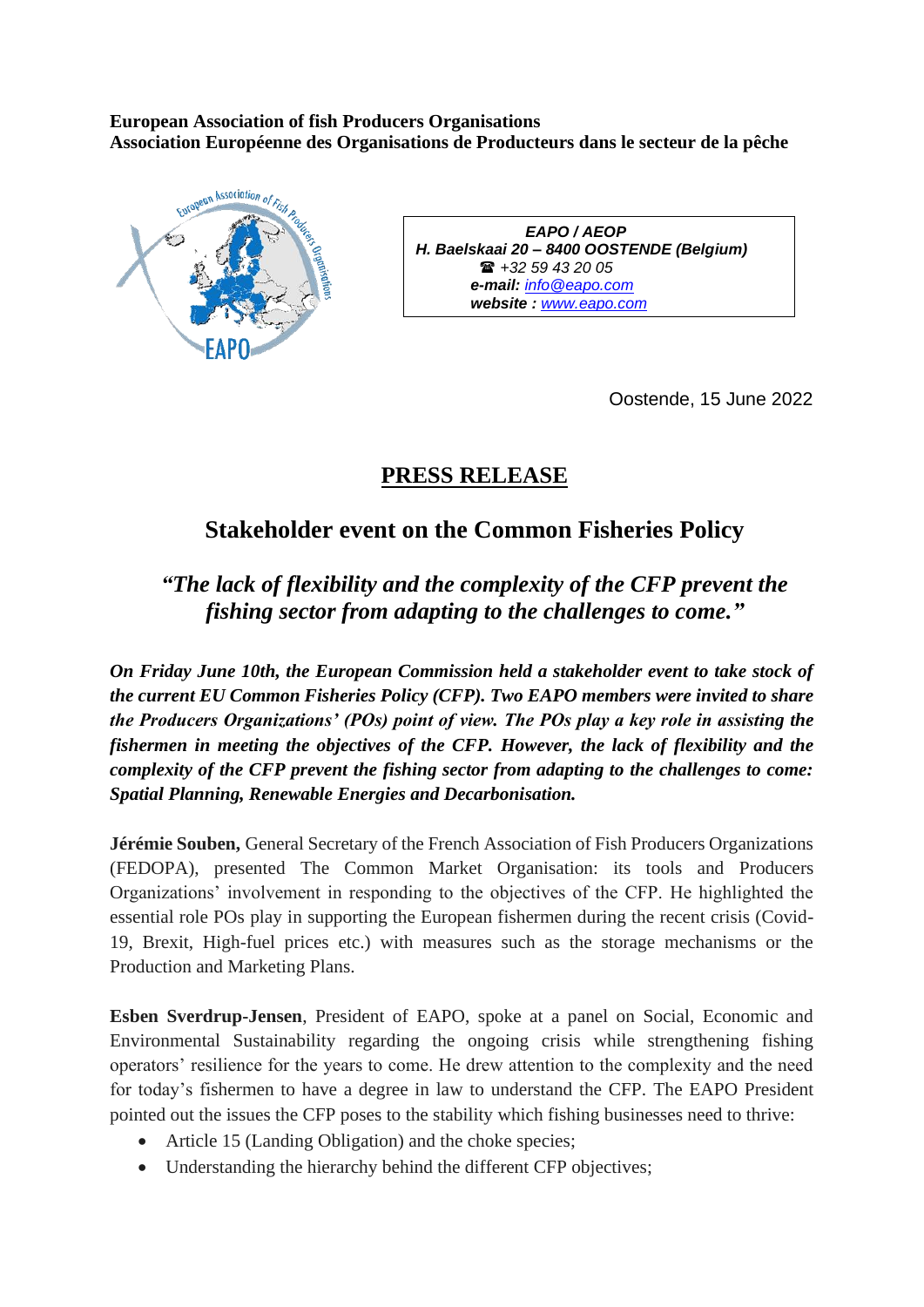**European Association of fish Producers Organisations**
**Association Européenne des Organisations de Producteurs dans le secteur de la pêche**

***EAPO / AEOP***
***H. Baelskaai 20 – 8400 OOSTENDE (Belgium)***
*☎ +32 59 43 20 05*
***e-mail:*** *info@eapo.com*
***website :*** *www.eapo.com*

Oostende, 15 June 2022

# PRESS RELEASE

## Stakeholder event on the Common Fisheries Policy

### *"The lack of flexibility and the complexity of the CFP prevent the fishing sector from adapting to the challenges to come."*

***On Friday June 10th, the European Commission held a stakeholder event to take stock of the current EU Common Fisheries Policy (CFP). Two EAPO members were invited to share the Producers Organizations' (POs) point of view. The POs play a key role in assisting the fishermen in meeting the objectives of the CFP. However, the lack of flexibility and the complexity of the CFP prevent the fishing sector from adapting to the challenges to come: Spatial Planning, Renewable Energies and Decarbonisation.***

**Jérémie Souben,** General Secretary of the French Association of Fish Producers Organizations (FEDOPA), presented The Common Market Organisation: its tools and Producers Organizations' involvement in responding to the objectives of the CFP. He highlighted the essential role POs play in supporting the European fishermen during the recent crisis (Covid-19, Brexit, High-fuel prices etc.) with measures such as the storage mechanisms or the Production and Marketing Plans.

**Esben Sverdrup-Jensen**, President of EAPO, spoke at a panel on Social, Economic and Environmental Sustainability regarding the ongoing crisis while strengthening fishing operators' resilience for the years to come. He drew attention to the complexity and the need for today's fishermen to have a degree in law to understand the CFP. The EAPO President pointed out the issues the CFP poses to the stability which fishing businesses need to thrive:

- Article 15 (Landing Obligation) and the choke species;
- Understanding the hierarchy behind the different CFP objectives;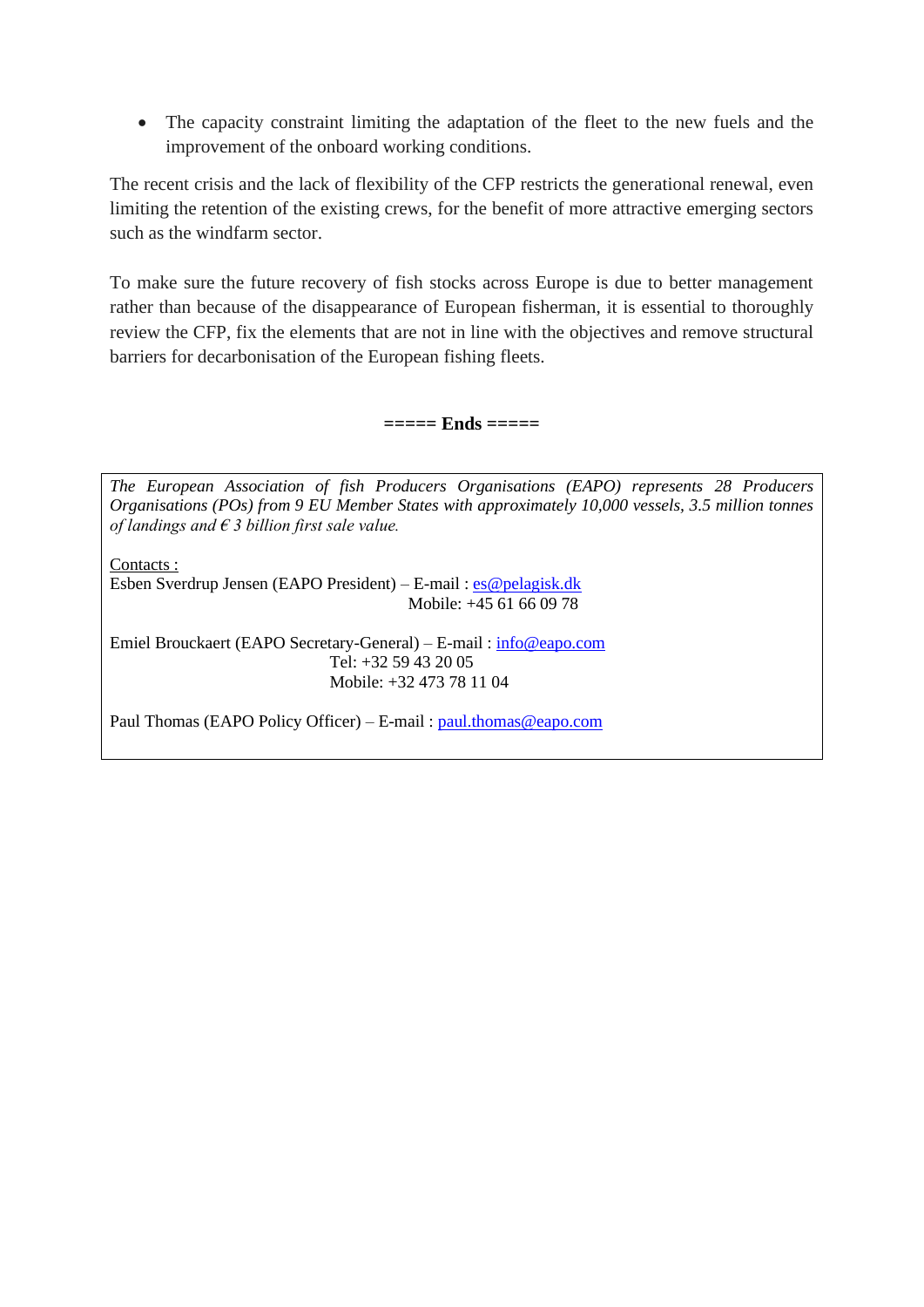- The capacity constraint limiting the adaptation of the fleet to the new fuels and the improvement of the onboard working conditions.

The recent crisis and the lack of flexibility of the CFP restricts the generational renewal, even limiting the retention of the existing crews, for the benefit of more attractive emerging sectors such as the windfarm sector.

To make sure the future recovery of fish stocks across Europe is due to better management rather than because of the disappearance of European fisherman, it is essential to thoroughly review the CFP, fix the elements that are not in line with the objectives and remove structural barriers for decarbonisation of the European fishing fleets.

**===== Ends =====**

*The European Association of fish Producers Organisations (EAPO) represents 28 Producers Organisations (POs) from 9 EU Member States with approximately 10,000 vessels, 3.5 million tonnes of landings and € 3 billion first sale value.*

Contacts :

Esben Sverdrup Jensen (EAPO President) – E-mail : es@pelagisk.dk
Mobile: +45 61 66 09 78

Emiel Brouckaert (EAPO Secretary-General) – E-mail : info@eapo.com
Tel: +32 59 43 20 05
Mobile: +32 473 78 11 04

Paul Thomas (EAPO Policy Officer) – E-mail : paul.thomas@eapo.com